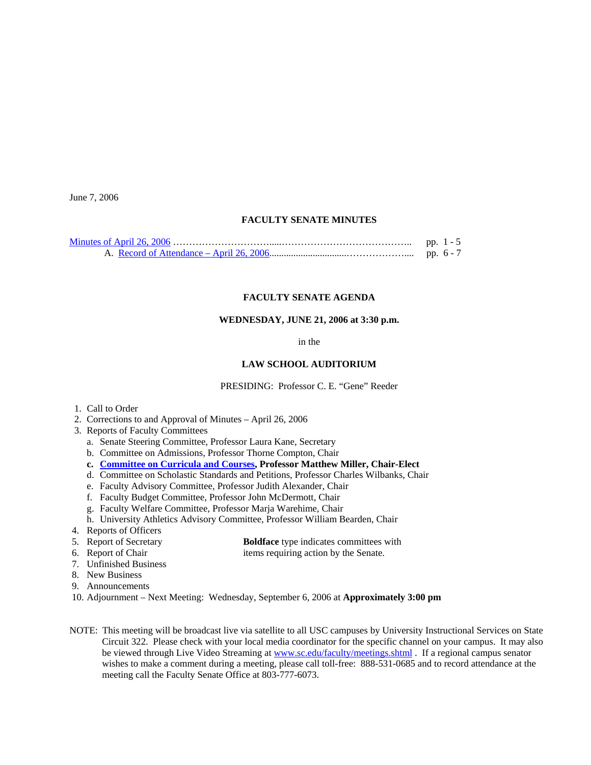June 7, 2006

**FACULTY SENATE MINUTES**

Minutes of April 26, 2006 ………………………......………………………………….. pp. 1 - 5
A. Record of Attendance – April 26, 2006...............................……………….... pp. 6 - 7

**FACULTY SENATE AGENDA**

**WEDNESDAY, JUNE 21, 2006 at 3:30 p.m.**

in the

**LAW SCHOOL AUDITORIUM**

PRESIDING: Professor C. E. "Gene" Reeder

1. Call to Order
2. Corrections to and Approval of Minutes – April 26, 2006
3. Reports of Faculty Committees
   a. Senate Steering Committee, Professor Laura Kane, Secretary
   b. Committee on Admissions, Professor Thorne Compton, Chair
   c. **Committee on Curricula and Courses, Professor Matthew Miller, Chair-Elect**
   d. Committee on Scholastic Standards and Petitions, Professor Charles Wilbanks, Chair
   e. Faculty Advisory Committee, Professor Judith Alexander, Chair
   f. Faculty Budget Committee, Professor John McDermott, Chair
   g. Faculty Welfare Committee, Professor Marja Warehime, Chair
   h. University Athletics Advisory Committee, Professor William Bearden, Chair
4. Reports of Officers
5. Report of Secretary
6. Report of Chair
7. Unfinished Business
8. New Business
9. Announcements
10. Adjournment – Next Meeting: Wednesday, September 6, 2006 at **Approximately 3:00 pm**

**Boldface** type indicates committees with items requiring action by the Senate.

NOTE: This meeting will be broadcast live via satellite to all USC campuses by University Instructional Services on State Circuit 322. Please check with your local media coordinator for the specific channel on your campus. It may also be viewed through Live Video Streaming at www.sc.edu/faculty/meetings.shtml . If a regional campus senator wishes to make a comment during a meeting, please call toll-free: 888-531-0685 and to record attendance at the meeting call the Faculty Senate Office at 803-777-6073.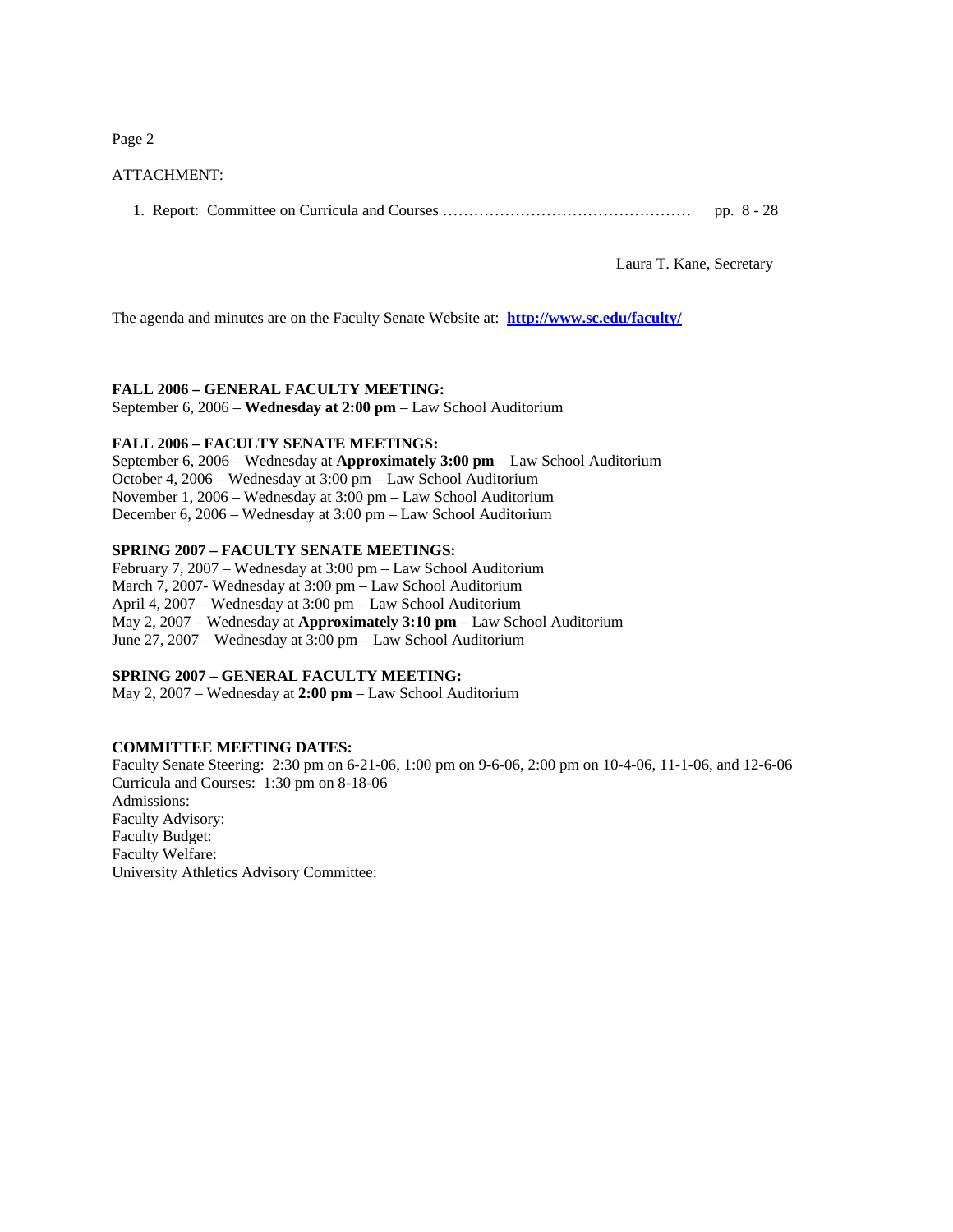ATTACHMENT:

1. Report: Committee on Curricula and Courses ………………………………………… pp. 8 - 28

Laura T. Kane, Secretary

The agenda and minutes are on the Faculty Senate Website at: **http://www.sc.edu/faculty/**

**FALL 2006 – GENERAL FACULTY MEETING:**
September 6, 2006 – **Wednesday at 2:00 pm** – Law School Auditorium

**FALL 2006 – FACULTY SENATE MEETINGS:**
September 6, 2006 – Wednesday at **Approximately 3:00 pm** – Law School Auditorium
October 4, 2006 – Wednesday at 3:00 pm – Law School Auditorium
November 1, 2006 – Wednesday at 3:00 pm – Law School Auditorium
December 6, 2006 – Wednesday at 3:00 pm – Law School Auditorium

**SPRING 2007 – FACULTY SENATE MEETINGS:**
February 7, 2007 – Wednesday at 3:00 pm – Law School Auditorium
March 7, 2007- Wednesday at 3:00 pm – Law School Auditorium
April 4, 2007 – Wednesday at 3:00 pm – Law School Auditorium
May 2, 2007 – Wednesday at **Approximately 3:10 pm** – Law School Auditorium
June 27, 2007 – Wednesday at 3:00 pm – Law School Auditorium

**SPRING 2007 – GENERAL FACULTY MEETING:**
May 2, 2007 – Wednesday at **2:00 pm** – Law School Auditorium

**COMMITTEE MEETING DATES:**
Faculty Senate Steering: 2:30 pm on 6-21-06, 1:00 pm on 9-6-06, 2:00 pm on 10-4-06, 11-1-06, and 12-6-06
Curricula and Courses: 1:30 pm on 8-18-06
Admissions:
Faculty Advisory:
Faculty Budget:
Faculty Welfare:
University Athletics Advisory Committee: